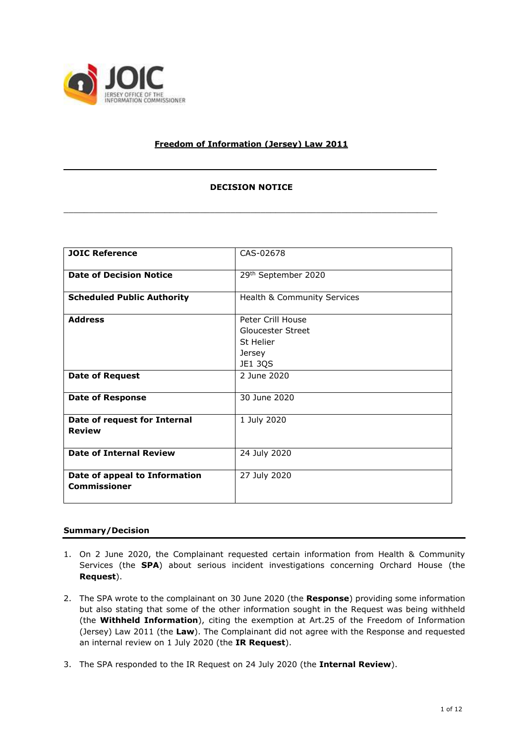**Freedom of Information (Jersey) Law 2011**

**DECISION NOTICE**

| **JOIC Reference** | CAS-02678 |
|---|---|
| **Date of Decision Notice** | 29th September 2020 |
| **Scheduled Public Authority** | Health & Community Services |
| **Address** | Peter Crill House<br>Gloucester Street<br>St Helier<br>Jersey<br>JE1 3QS |
| **Date of Request** | 2 June 2020 |
| **Date of Response** | 30 June 2020 |
| **Date of request for Internal Review** | 1 July 2020 |
| **Date of Internal Review** | 24 July 2020 |
| **Date of appeal to Information Commissioner** | 27 July 2020 |

## Summary/Decision

1. On 2 June 2020, the Complainant requested certain information from Health & Community Services (the **SPA**) about serious incident investigations concerning Orchard House (the **Request**).

2. The SPA wrote to the complainant on 30 June 2020 (the **Response**) providing some information but also stating that some of the other information sought in the Request was being withheld (the **Withheld Information**), citing the exemption at Art.25 of the Freedom of Information (Jersey) Law 2011 (the **Law**). The Complainant did not agree with the Response and requested an internal review on 1 July 2020 (the **IR Request**).

3. The SPA responded to the IR Request on 24 July 2020 (the **Internal Review**).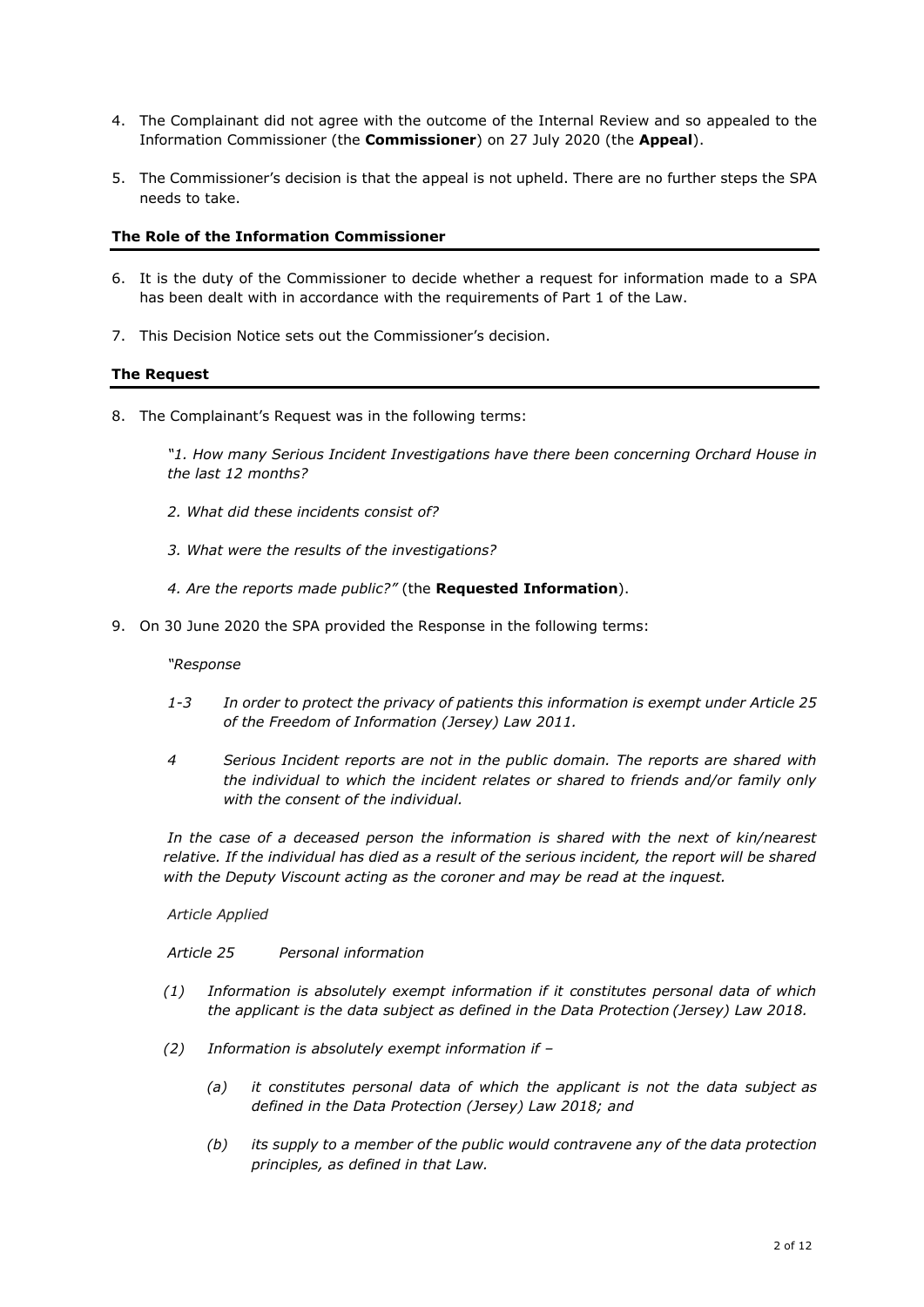4. The Complainant did not agree with the outcome of the Internal Review and so appealed to the Information Commissioner (the **Commissioner**) on 27 July 2020 (the **Appeal**).

5. The Commissioner's decision is that the appeal is not upheld. There are no further steps the SPA needs to take.

## The Role of the Information Commissioner

6. It is the duty of the Commissioner to decide whether a request for information made to a SPA has been dealt with in accordance with the requirements of Part 1 of the Law.

7. This Decision Notice sets out the Commissioner's decision.

## The Request

8. The Complainant's Request was in the following terms:

   *"1. How many Serious Incident Investigations have there been concerning Orchard House in the last 12 months?*

   *2. What did these incidents consist of?*

   *3. What were the results of the investigations?*

   *4. Are the reports made public?"* (the **Requested Information**).

9. On 30 June 2020 the SPA provided the Response in the following terms:

   *"Response*

   *1-3 In order to protect the privacy of patients this information is exempt under Article 25 of the Freedom of Information (Jersey) Law 2011.*

   *4 Serious Incident reports are not in the public domain. The reports are shared with the individual to which the incident relates or shared to friends and/or family only with the consent of the individual.*

   *In the case of a deceased person the information is shared with the next of kin/nearest relative. If the individual has died as a result of the serious incident, the report will be shared with the Deputy Viscount acting as the coroner and may be read at the inquest.*

   *Article Applied*

   *Article 25 Personal information*

   *(1) Information is absolutely exempt information if it constitutes personal data of which the applicant is the data subject as defined in the Data Protection (Jersey) Law 2018.*

   *(2) Information is absolutely exempt information if –*

   *(a) it constitutes personal data of which the applicant is not the data subject as defined in the Data Protection (Jersey) Law 2018; and*

   *(b) its supply to a member of the public would contravene any of the data protection principles, as defined in that Law.*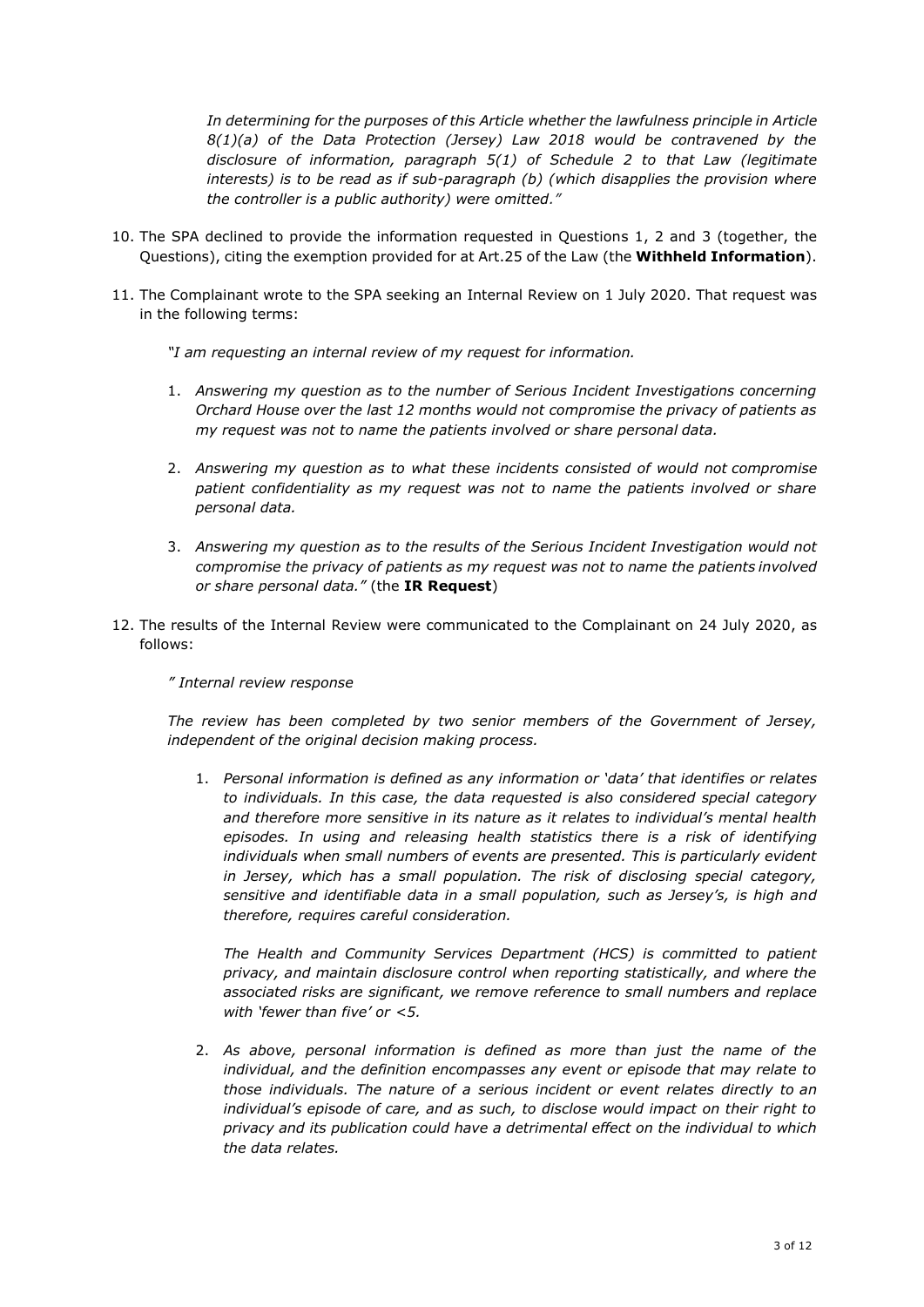*In determining for the purposes of this Article whether the lawfulness principle in Article 8(1)(a) of the Data Protection (Jersey) Law 2018 would be contravened by the disclosure of information, paragraph 5(1) of Schedule 2 to that Law (legitimate interests) is to be read as if sub-paragraph (b) (which disapplies the provision where the controller is a public authority) were omitted."*

10. The SPA declined to provide the information requested in Questions 1, 2 and 3 (together, the Questions), citing the exemption provided for at Art.25 of the Law (the **Withheld Information**).

11. The Complainant wrote to the SPA seeking an Internal Review on 1 July 2020. That request was in the following terms:

    *"I am requesting an internal review of my request for information.*

    1. *Answering my question as to the number of Serious Incident Investigations concerning Orchard House over the last 12 months would not compromise the privacy of patients as my request was not to name the patients involved or share personal data.*

    2. *Answering my question as to what these incidents consisted of would not compromise patient confidentiality as my request was not to name the patients involved or share personal data.*

    3. *Answering my question as to the results of the Serious Incident Investigation would not compromise the privacy of patients as my request was not to name the patients involved or share personal data."* (the **IR Request**)

12. The results of the Internal Review were communicated to the Complainant on 24 July 2020, as follows:

    *" Internal review response*

    *The review has been completed by two senior members of the Government of Jersey, independent of the original decision making process.*

    1. *Personal information is defined as any information or 'data' that identifies or relates to individuals. In this case, the data requested is also considered special category and therefore more sensitive in its nature as it relates to individual's mental health episodes. In using and releasing health statistics there is a risk of identifying individuals when small numbers of events are presented. This is particularly evident in Jersey, which has a small population. The risk of disclosing special category, sensitive and identifiable data in a small population, such as Jersey's, is high and therefore, requires careful consideration.*

       *The Health and Community Services Department (HCS) is committed to patient privacy, and maintain disclosure control when reporting statistically, and where the associated risks are significant, we remove reference to small numbers and replace with 'fewer than five' or <5.*

    2. *As above, personal information is defined as more than just the name of the individual, and the definition encompasses any event or episode that may relate to those individuals. The nature of a serious incident or event relates directly to an individual's episode of care, and as such, to disclose would impact on their right to privacy and its publication could have a detrimental effect on the individual to which the data relates.*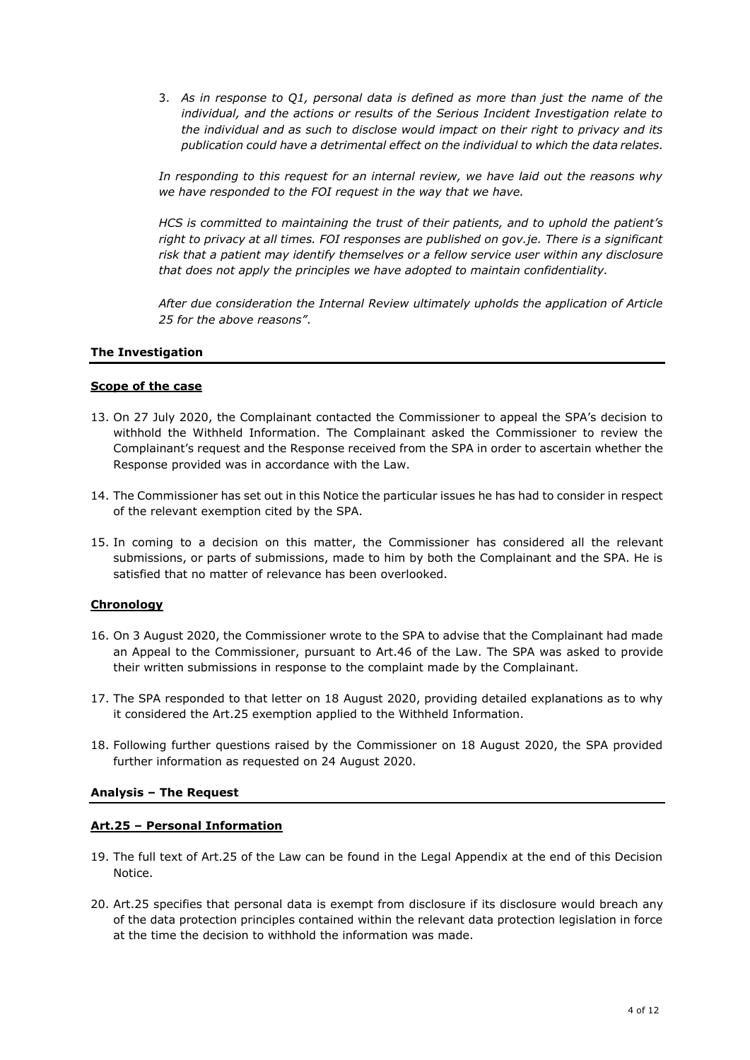3. *As in response to Q1, personal data is defined as more than just the name of the individual, and the actions or results of the Serious Incident Investigation relate to the individual and as such to disclose would impact on their right to privacy and its publication could have a detrimental effect on the individual to which the data relates.*

*In responding to this request for an internal review, we have laid out the reasons why we have responded to the FOI request in the way that we have.*

*HCS is committed to maintaining the trust of their patients, and to uphold the patient's right to privacy at all times. FOI responses are published on gov.je. There is a significant risk that a patient may identify themselves or a fellow service user within any disclosure that does not apply the principles we have adopted to maintain confidentiality.*

*After due consideration the Internal Review ultimately upholds the application of Article 25 for the above reasons"*.

## The Investigation

### Scope of the case

13. On 27 July 2020, the Complainant contacted the Commissioner to appeal the SPA's decision to withhold the Withheld Information. The Complainant asked the Commissioner to review the Complainant's request and the Response received from the SPA in order to ascertain whether the Response provided was in accordance with the Law.

14. The Commissioner has set out in this Notice the particular issues he has had to consider in respect of the relevant exemption cited by the SPA.

15. In coming to a decision on this matter, the Commissioner has considered all the relevant submissions, or parts of submissions, made to him by both the Complainant and the SPA. He is satisfied that no matter of relevance has been overlooked.

### Chronology

16. On 3 August 2020, the Commissioner wrote to the SPA to advise that the Complainant had made an Appeal to the Commissioner, pursuant to Art.46 of the Law. The SPA was asked to provide their written submissions in response to the complaint made by the Complainant.

17. The SPA responded to that letter on 18 August 2020, providing detailed explanations as to why it considered the Art.25 exemption applied to the Withheld Information.

18. Following further questions raised by the Commissioner on 18 August 2020, the SPA provided further information as requested on 24 August 2020.

## Analysis – The Request

### Art.25 – Personal Information

19. The full text of Art.25 of the Law can be found in the Legal Appendix at the end of this Decision Notice.

20. Art.25 specifies that personal data is exempt from disclosure if its disclosure would breach any of the data protection principles contained within the relevant data protection legislation in force at the time the decision to withhold the information was made.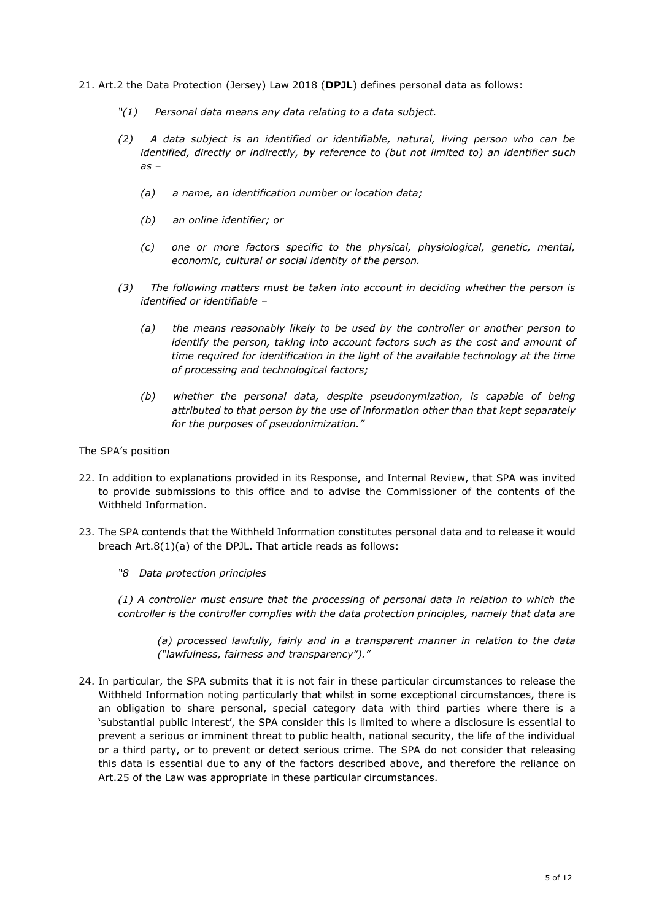21. Art.2 the Data Protection (Jersey) Law 2018 (**DPJL**) defines personal data as follows:

    *"(1) Personal data means any data relating to a data subject.*

    *(2) A data subject is an identified or identifiable, natural, living person who can be identified, directly or indirectly, by reference to (but not limited to) an identifier such as –*

    *(a) a name, an identification number or location data;*

    *(b) an online identifier; or*

    *(c) one or more factors specific to the physical, physiological, genetic, mental, economic, cultural or social identity of the person.*

    *(3) The following matters must be taken into account in deciding whether the person is identified or identifiable –*

    *(a) the means reasonably likely to be used by the controller or another person to identify the person, taking into account factors such as the cost and amount of time required for identification in the light of the available technology at the time of processing and technological factors;*

    *(b) whether the personal data, despite pseudonymization, is capable of being attributed to that person by the use of information other than that kept separately for the purposes of pseudonimization."*

<u>The SPA's position</u>

22. In addition to explanations provided in its Response, and Internal Review, that SPA was invited to provide submissions to this office and to advise the Commissioner of the contents of the Withheld Information.

23. The SPA contends that the Withheld Information constitutes personal data and to release it would breach Art.8(1)(a) of the DPJL. That article reads as follows:

    *"8 Data protection principles*

    *(1) A controller must ensure that the processing of personal data in relation to which the controller is the controller complies with the data protection principles, namely that data are*

    *(a) processed lawfully, fairly and in a transparent manner in relation to the data ("lawfulness, fairness and transparency")."*

24. In particular, the SPA submits that it is not fair in these particular circumstances to release the Withheld Information noting particularly that whilst in some exceptional circumstances, there is an obligation to share personal, special category data with third parties where there is a 'substantial public interest', the SPA consider this is limited to where a disclosure is essential to prevent a serious or imminent threat to public health, national security, the life of the individual or a third party, or to prevent or detect serious crime. The SPA do not consider that releasing this data is essential due to any of the factors described above, and therefore the reliance on Art.25 of the Law was appropriate in these particular circumstances.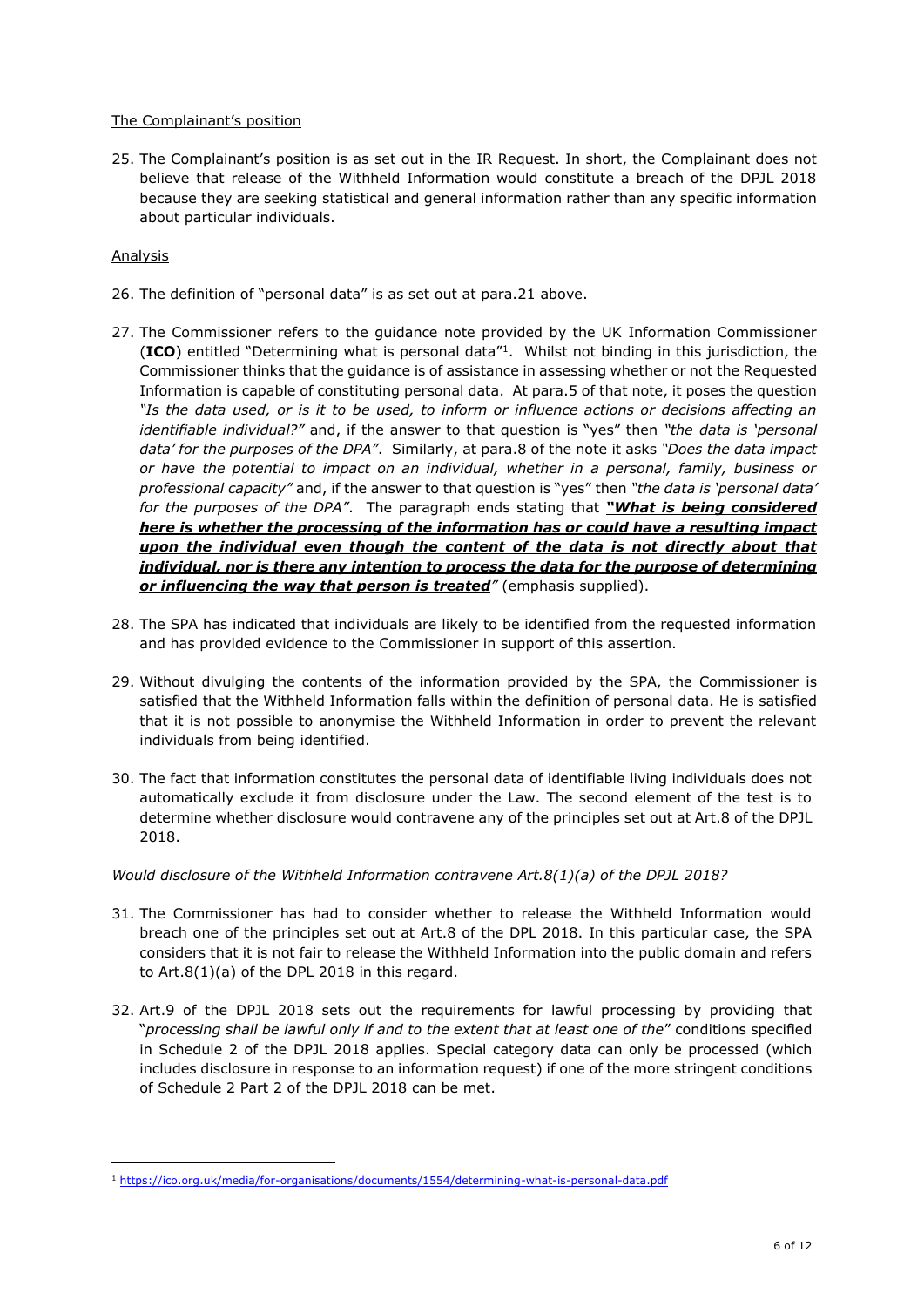The Complainant's position

25. The Complainant's position is as set out in the IR Request. In short, the Complainant does not believe that release of the Withheld Information would constitute a breach of the DPJL 2018 because they are seeking statistical and general information rather than any specific information about particular individuals.

Analysis

26. The definition of "personal data" is as set out at para.21 above.

27. The Commissioner refers to the guidance note provided by the UK Information Commissioner (**ICO**) entitled "Determining what is personal data"[1]. Whilst not binding in this jurisdiction, the Commissioner thinks that the guidance is of assistance in assessing whether or not the Requested Information is capable of constituting personal data. At para.5 of that note, it poses the question *"Is the data used, or is it to be used, to inform or influence actions or decisions affecting an identifiable individual?"* and, if the answer to that question is "yes" then *"the data is 'personal data' for the purposes of the DPA"*. Similarly, at para.8 of the note it asks *"Does the data impact or have the potential to impact on an individual, whether in a personal, family, business or professional capacity"* and, if the answer to that question is "yes" then *"the data is 'personal data' for the purposes of the DPA"*. The paragraph ends stating that ***"What is being considered here is whether the processing of the information has or could have a resulting impact upon the individual even though the content of the data is not directly about that individual, nor is there any intention to process the data for the purpose of determining or influencing the way that person is treated"*** (emphasis supplied).

28. The SPA has indicated that individuals are likely to be identified from the requested information and has provided evidence to the Commissioner in support of this assertion.

29. Without divulging the contents of the information provided by the SPA, the Commissioner is satisfied that the Withheld Information falls within the definition of personal data. He is satisfied that it is not possible to anonymise the Withheld Information in order to prevent the relevant individuals from being identified.

30. The fact that information constitutes the personal data of identifiable living individuals does not automatically exclude it from disclosure under the Law. The second element of the test is to determine whether disclosure would contravene any of the principles set out at Art.8 of the DPJL 2018.

*Would disclosure of the Withheld Information contravene Art.8(1)(a) of the DPJL 2018?*

31. The Commissioner has had to consider whether to release the Withheld Information would breach one of the principles set out at Art.8 of the DPL 2018. In this particular case, the SPA considers that it is not fair to release the Withheld Information into the public domain and refers to Art.8(1)(a) of the DPL 2018 in this regard.

32. Art.9 of the DPJL 2018 sets out the requirements for lawful processing by providing that "*processing shall be lawful only if and to the extent that at least one of the*" conditions specified in Schedule 2 of the DPJL 2018 applies. Special category data can only be processed (which includes disclosure in response to an information request) if one of the more stringent conditions of Schedule 2 Part 2 of the DPJL 2018 can be met.

[1] https://ico.org.uk/media/for-organisations/documents/1554/determining-what-is-personal-data.pdf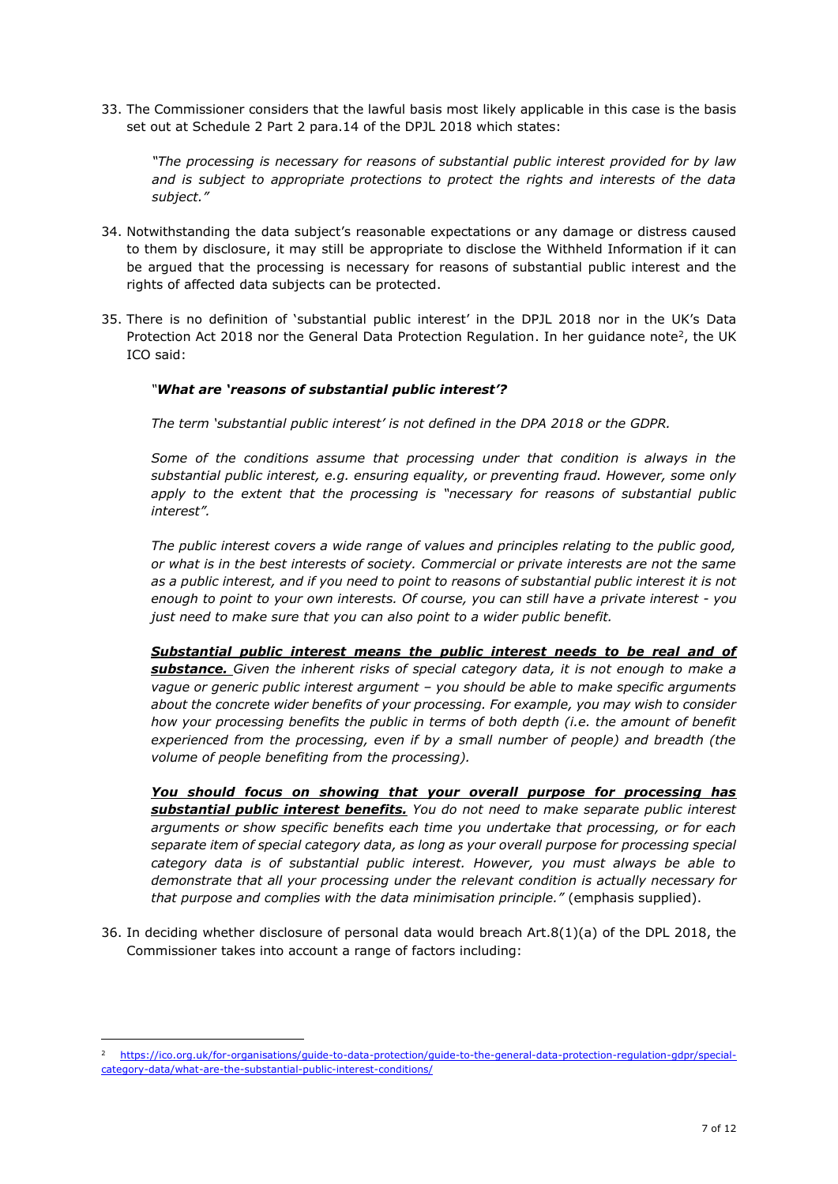33. The Commissioner considers that the lawful basis most likely applicable in this case is the basis set out at Schedule 2 Part 2 para.14 of the DPJL 2018 which states:

    *"The processing is necessary for reasons of substantial public interest provided for by law and is subject to appropriate protections to protect the rights and interests of the data subject."*

34. Notwithstanding the data subject's reasonable expectations or any damage or distress caused to them by disclosure, it may still be appropriate to disclose the Withheld Information if it can be argued that the processing is necessary for reasons of substantial public interest and the rights of affected data subjects can be protected.

35. There is no definition of 'substantial public interest' in the DPJL 2018 nor in the UK's Data Protection Act 2018 nor the General Data Protection Regulation. In her guidance note[2], the UK ICO said:

    *"**What are 'reasons of substantial public interest'?***

    *The term 'substantial public interest' is not defined in the DPA 2018 or the GDPR.*

    *Some of the conditions assume that processing under that condition is always in the substantial public interest, e.g. ensuring equality, or preventing fraud. However, some only apply to the extent that the processing is "necessary for reasons of substantial public interest".*

    *The public interest covers a wide range of values and principles relating to the public good, or what is in the best interests of society. Commercial or private interests are not the same as a public interest, and if you need to point to reasons of substantial public interest it is not enough to point to your own interests. Of course, you can still have a private interest - you just need to make sure that you can also point to a wider public benefit.*

    ***<u>Substantial public interest means the public interest needs to be real and of substance.</u>*** *Given the inherent risks of special category data, it is not enough to make a vague or generic public interest argument – you should be able to make specific arguments about the concrete wider benefits of your processing. For example, you may wish to consider how your processing benefits the public in terms of both depth (i.e. the amount of benefit experienced from the processing, even if by a small number of people) and breadth (the volume of people benefiting from the processing).*

    ***<u>You should focus on showing that your overall purpose for processing has substantial public interest benefits.</u>*** *You do not need to make separate public interest arguments or show specific benefits each time you undertake that processing, or for each separate item of special category data, as long as your overall purpose for processing special category data is of substantial public interest. However, you must always be able to demonstrate that all your processing under the relevant condition is actually necessary for that purpose and complies with the data minimisation principle."* (emphasis supplied).

36. In deciding whether disclosure of personal data would breach Art.8(1)(a) of the DPL 2018, the Commissioner takes into account a range of factors including:

---

[2] https://ico.org.uk/for-organisations/guide-to-data-protection/guide-to-the-general-data-protection-regulation-gdpr/special-category-data/what-are-the-substantial-public-interest-conditions/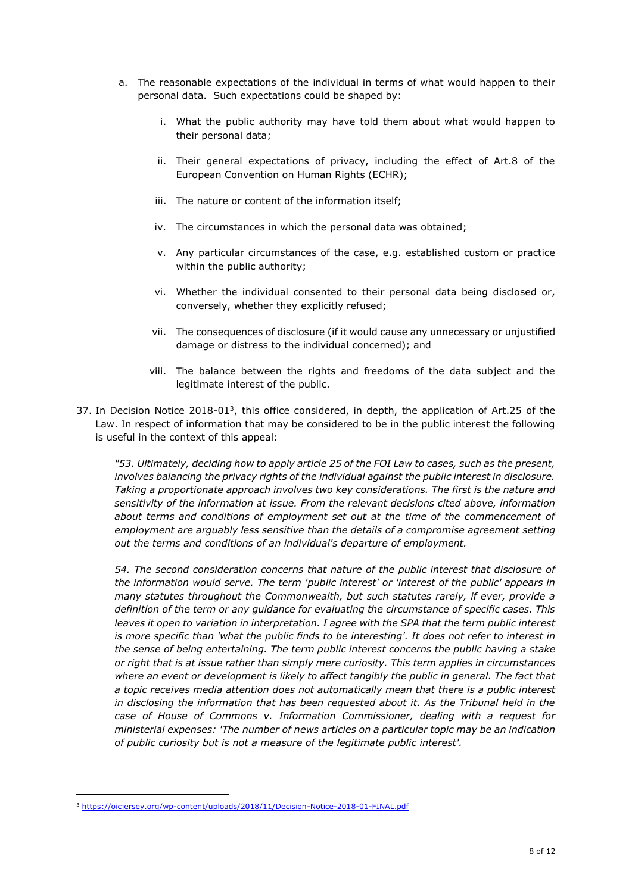a. The reasonable expectations of the individual in terms of what would happen to their personal data. Such expectations could be shaped by:

    i. What the public authority may have told them about what would happen to their personal data;

    ii. Their general expectations of privacy, including the effect of Art.8 of the European Convention on Human Rights (ECHR);

    iii. The nature or content of the information itself;

    iv. The circumstances in which the personal data was obtained;

    v. Any particular circumstances of the case, e.g. established custom or practice within the public authority;

    vi. Whether the individual consented to their personal data being disclosed or, conversely, whether they explicitly refused;

    vii. The consequences of disclosure (if it would cause any unnecessary or unjustified damage or distress to the individual concerned); and

    viii. The balance between the rights and freedoms of the data subject and the legitimate interest of the public.

37. In Decision Notice 2018-01[3], this office considered, in depth, the application of Art.25 of the Law. In respect of information that may be considered to be in the public interest the following is useful in the context of this appeal:

    *"53. Ultimately, deciding how to apply article 25 of the FOI Law to cases, such as the present, involves balancing the privacy rights of the individual against the public interest in disclosure. Taking a proportionate approach involves two key considerations. The first is the nature and sensitivity of the information at issue. From the relevant decisions cited above, information about terms and conditions of employment set out at the time of the commencement of employment are arguably less sensitive than the details of a compromise agreement setting out the terms and conditions of an individual's departure of employment.*

    *54. The second consideration concerns that nature of the public interest that disclosure of the information would serve. The term 'public interest' or 'interest of the public' appears in many statutes throughout the Commonwealth, but such statutes rarely, if ever, provide a definition of the term or any guidance for evaluating the circumstance of specific cases. This leaves it open to variation in interpretation. I agree with the SPA that the term public interest is more specific than 'what the public finds to be interesting'. It does not refer to interest in the sense of being entertaining. The term public interest concerns the public having a stake or right that is at issue rather than simply mere curiosity. This term applies in circumstances where an event or development is likely to affect tangibly the public in general. The fact that a topic receives media attention does not automatically mean that there is a public interest in disclosing the information that has been requested about it. As the Tribunal held in the case of House of Commons v. Information Commissioner, dealing with a request for ministerial expenses: 'The number of news articles on a particular topic may be an indication of public curiosity but is not a measure of the legitimate public interest'.*

---

[3] https://oicjersey.org/wp-content/uploads/2018/11/Decision-Notice-2018-01-FINAL.pdf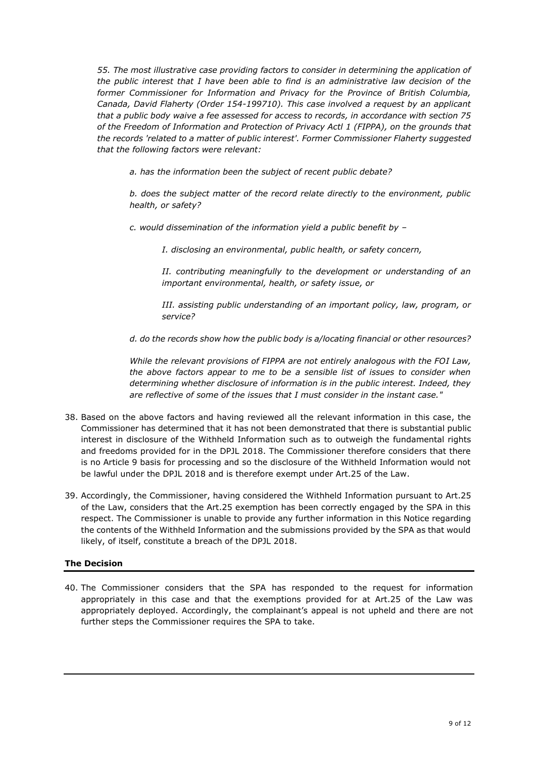*55. The most illustrative case providing factors to consider in determining the application of the public interest that I have been able to find is an administrative law decision of the former Commissioner for Information and Privacy for the Province of British Columbia, Canada, David Flaherty (Order 154-199710). This case involved a request by an applicant that a public body waive a fee assessed for access to records, in accordance with section 75 of the Freedom of Information and Protection of Privacy Actl 1 (FIPPA), on the grounds that the records 'related to a matter of public interest'. Former Commissioner Flaherty suggested that the following factors were relevant:*

> *a. has the information been the subject of recent public debate?*
>
> *b. does the subject matter of the record relate directly to the environment, public health, or safety?*
>
> *c. would dissemination of the information yield a public benefit by –*
>
> > *I. disclosing an environmental, public health, or safety concern,*
> >
> > *II. contributing meaningfully to the development or understanding of an important environmental, health, or safety issue, or*
> >
> > *III. assisting public understanding of an important policy, law, program, or service?*
>
> *d. do the records show how the public body is a/locating financial or other resources?*
>
> *While the relevant provisions of FIPPA are not entirely analogous with the FOI Law, the above factors appear to me to be a sensible list of issues to consider when determining whether disclosure of information is in the public interest. Indeed, they are reflective of some of the issues that I must consider in the instant case."*

38. Based on the above factors and having reviewed all the relevant information in this case, the Commissioner has determined that it has not been demonstrated that there is substantial public interest in disclosure of the Withheld Information such as to outweigh the fundamental rights and freedoms provided for in the DPJL 2018. The Commissioner therefore considers that there is no Article 9 basis for processing and so the disclosure of the Withheld Information would not be lawful under the DPJL 2018 and is therefore exempt under Art.25 of the Law.

39. Accordingly, the Commissioner, having considered the Withheld Information pursuant to Art.25 of the Law, considers that the Art.25 exemption has been correctly engaged by the SPA in this respect. The Commissioner is unable to provide any further information in this Notice regarding the contents of the Withheld Information and the submissions provided by the SPA as that would likely, of itself, constitute a breach of the DPJL 2018.

**The Decision**

40. The Commissioner considers that the SPA has responded to the request for information appropriately in this case and that the exemptions provided for at Art.25 of the Law was appropriately deployed. Accordingly, the complainant's appeal is not upheld and there are not further steps the Commissioner requires the SPA to take.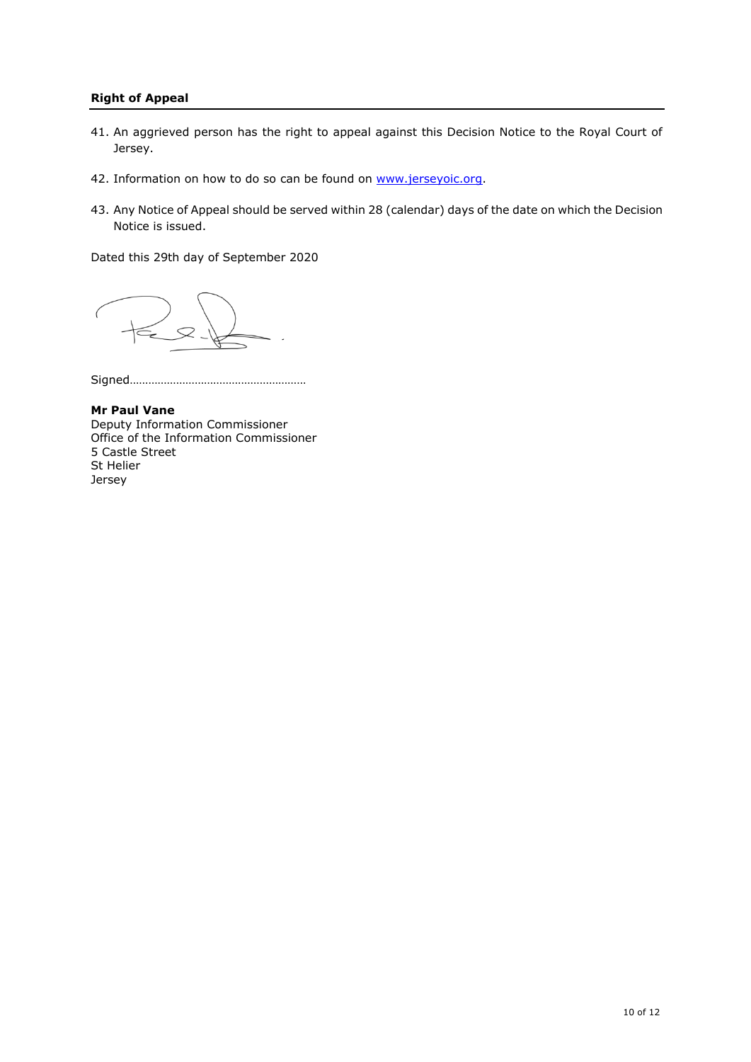**Right of Appeal**

41. An aggrieved person has the right to appeal against this Decision Notice to the Royal Court of Jersey.

42. Information on how to do so can be found on [www.jerseyoic.org](http://www.jerseyoic.org).

43. Any Notice of Appeal should be served within 28 (calendar) days of the date on which the Decision Notice is issued.

Dated this 29th day of September 2020

Signed………………………………………………

**Mr Paul Vane**
Deputy Information Commissioner
Office of the Information Commissioner
5 Castle Street
St Helier
Jersey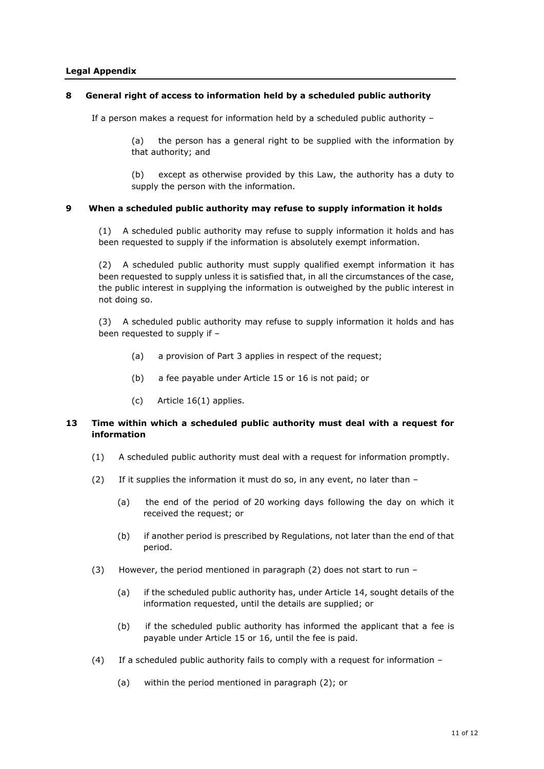**Legal Appendix**

**8 General right of access to information held by a scheduled public authority**

If a person makes a request for information held by a scheduled public authority –

(a) the person has a general right to be supplied with the information by that authority; and

(b) except as otherwise provided by this Law, the authority has a duty to supply the person with the information.

**9 When a scheduled public authority may refuse to supply information it holds**

(1) A scheduled public authority may refuse to supply information it holds and has been requested to supply if the information is absolutely exempt information.

(2) A scheduled public authority must supply qualified exempt information it has been requested to supply unless it is satisfied that, in all the circumstances of the case, the public interest in supplying the information is outweighed by the public interest in not doing so.

(3) A scheduled public authority may refuse to supply information it holds and has been requested to supply if –

(a) a provision of Part 3 applies in respect of the request;

(b) a fee payable under Article 15 or 16 is not paid; or

(c) Article 16(1) applies.

**13 Time within which a scheduled public authority must deal with a request for information**

(1) A scheduled public authority must deal with a request for information promptly.

(2) If it supplies the information it must do so, in any event, no later than –

(a) the end of the period of 20 working days following the day on which it received the request; or

(b) if another period is prescribed by Regulations, not later than the end of that period.

(3) However, the period mentioned in paragraph (2) does not start to run –

(a) if the scheduled public authority has, under Article 14, sought details of the information requested, until the details are supplied; or

(b) if the scheduled public authority has informed the applicant that a fee is payable under Article 15 or 16, until the fee is paid.

(4) If a scheduled public authority fails to comply with a request for information –

(a) within the period mentioned in paragraph (2); or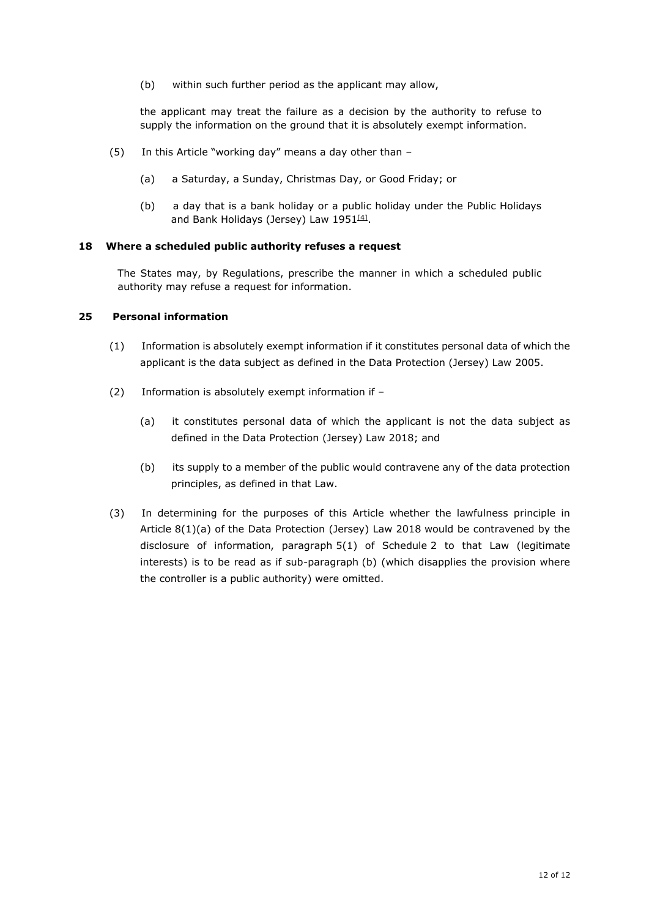(b) within such further period as the applicant may allow,

the applicant may treat the failure as a decision by the authority to refuse to supply the information on the ground that it is absolutely exempt information.

(5) In this Article "working day" means a day other than –

(a) a Saturday, a Sunday, Christmas Day, or Good Friday; or

(b) a day that is a bank holiday or a public holiday under the Public Holidays and Bank Holidays (Jersey) Law 1951[4].

**18 Where a scheduled public authority refuses a request**

The States may, by Regulations, prescribe the manner in which a scheduled public authority may refuse a request for information.

**25 Personal information**

(1) Information is absolutely exempt information if it constitutes personal data of which the applicant is the data subject as defined in the Data Protection (Jersey) Law 2005.

(2) Information is absolutely exempt information if –

(a) it constitutes personal data of which the applicant is not the data subject as defined in the Data Protection (Jersey) Law 2018; and

(b) its supply to a member of the public would contravene any of the data protection principles, as defined in that Law.

(3) In determining for the purposes of this Article whether the lawfulness principle in Article 8(1)(a) of the Data Protection (Jersey) Law 2018 would be contravened by the disclosure of information, paragraph 5(1) of Schedule 2 to that Law (legitimate interests) is to be read as if sub-paragraph (b) (which disapplies the provision where the controller is a public authority) were omitted.